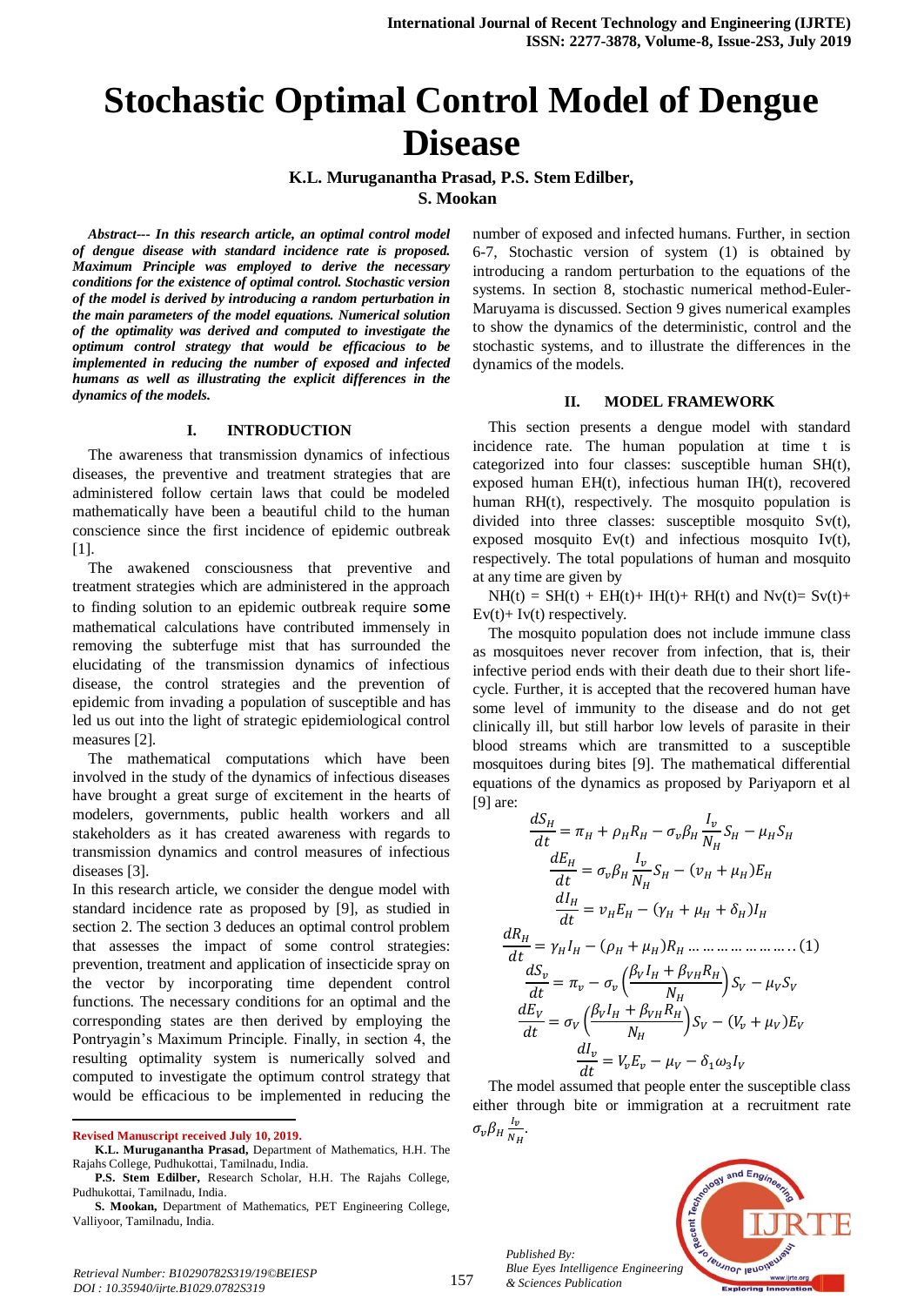# Stochastic Optimal Control Model of Dengue Disease

**K.L. Muruganantha Prasad, P.S. Stem Edilber, S. Mookan**

***Abstract--- In this research article, an optimal control model of dengue disease with standard incidence rate is proposed. Maximum Principle was employed to derive the necessary conditions for the existence of optimal control. Stochastic version of the model is derived by introducing a random perturbation in the main parameters of the model equations. Numerical solution of the optimality was derived and computed to investigate the optimum control strategy that would be efficacious to be implemented in reducing the number of exposed and infected humans as well as illustrating the explicit differences in the dynamics of the models.***

## I. INTRODUCTION

The awareness that transmission dynamics of infectious diseases, the preventive and treatment strategies that are administered follow certain laws that could be modeled mathematically have been a beautiful child to the human conscience since the first incidence of epidemic outbreak [1].

The awakened consciousness that preventive and treatment strategies which are administered in the approach to finding solution to an epidemic outbreak require some mathematical calculations have contributed immensely in removing the subterfuge mist that has surrounded the elucidating of the transmission dynamics of infectious disease, the control strategies and the prevention of epidemic from invading a population of susceptible and has led us out into the light of strategic epidemiological control measures [2].

The mathematical computations which have been involved in the study of the dynamics of infectious diseases have brought a great surge of excitement in the hearts of modelers, governments, public health workers and all stakeholders as it has created awareness with regards to transmission dynamics and control measures of infectious diseases [3].

In this research article, we consider the dengue model with standard incidence rate as proposed by [9], as studied in section 2. The section 3 deduces an optimal control problem that assesses the impact of some control strategies: prevention, treatment and application of insecticide spray on the vector by incorporating time dependent control functions. The necessary conditions for an optimal and the corresponding states are then derived by employing the Pontryagin's Maximum Principle. Finally, in section 4, the resulting optimality system is numerically solved and computed to investigate the optimum control strategy that would be efficacious to be implemented in reducing the number of exposed and infected humans. Further, in section 6-7, Stochastic version of system (1) is obtained by introducing a random perturbation to the equations of the systems. In section 8, stochastic numerical method-Euler-Maruyama is discussed. Section 9 gives numerical examples to show the dynamics of the deterministic, control and the stochastic systems, and to illustrate the differences in the dynamics of the models.

## II. MODEL FRAMEWORK

This section presents a dengue model with standard incidence rate. The human population at time t is categorized into four classes: susceptible human SH(t), exposed human EH(t), infectious human IH(t), recovered human RH(t), respectively. The mosquito population is divided into three classes: susceptible mosquito Sv(t), exposed mosquito Ev(t) and infectious mosquito Iv(t), respectively. The total populations of human and mosquito at any time are given by

NH(t) = SH(t) + EH(t)+ IH(t)+ RH(t) and Nv(t)= Sv(t)+ Ev(t)+ Iv(t) respectively.

The mosquito population does not include immune class as mosquitoes never recover from infection, that is, their infective period ends with their death due to their short life-cycle. Further, it is accepted that the recovered human have some level of immunity to the disease and do not get clinically ill, but still harbor low levels of parasite in their blood streams which are transmitted to a susceptible mosquitoes during bites [9]. The mathematical differential equations of the dynamics as proposed by Pariyaporn et al [9] are:

$$\frac{dS_H}{dt} = \pi_H + \rho_H R_H - \sigma_v \beta_H \frac{I_v}{N_H} S_H - \mu_H S_H$$

$$\frac{dE_H}{dt} = \sigma_v \beta_H \frac{I_v}{N_H} S_H - (v_H + \mu_H) E_H$$

$$\frac{dI_H}{dt} = v_H E_H - (\gamma_H + \mu_H + \delta_H) I_H$$

$$\frac{dR_H}{dt} = \gamma_H I_H - (\rho_H + \mu_H) R_H \ldots\ldots\ldots\ldots\ldots\ldots (1)$$

$$\frac{dS_v}{dt} = \pi_v - \sigma_v \left( \frac{\beta_V I_H + \beta_{VH} R_H}{N_H} \right) S_V - \mu_V S_V$$

$$\frac{dE_V}{dt} = \sigma_V \left( \frac{\beta_V I_H + \beta_{VH} R_H}{N_H} \right) S_V - (V_v + \mu_V) E_V$$

$$\frac{dI_v}{dt} = V_v E_v - \mu_V - \delta_1 \omega_3 I_V$$

The model assumed that people enter the susceptible class either through bite or immigration at a recruitment rate $\sigma_v \beta_H \frac{I_v}{N_H}$.

---

**Revised Manuscript received July 10, 2019.**

**K.L. Muruganantha Prasad,** Department of Mathematics, H.H. The Rajahs College, Pudhukottai, Tamilnadu, India.

**P.S. Stem Edilber,** Research Scholar, H.H. The Rajahs College, Pudhukottai, Tamilnadu, India.

**S. Mookan,** Department of Mathematics, PET Engineering College, Valliyoor, Tamilnadu, India.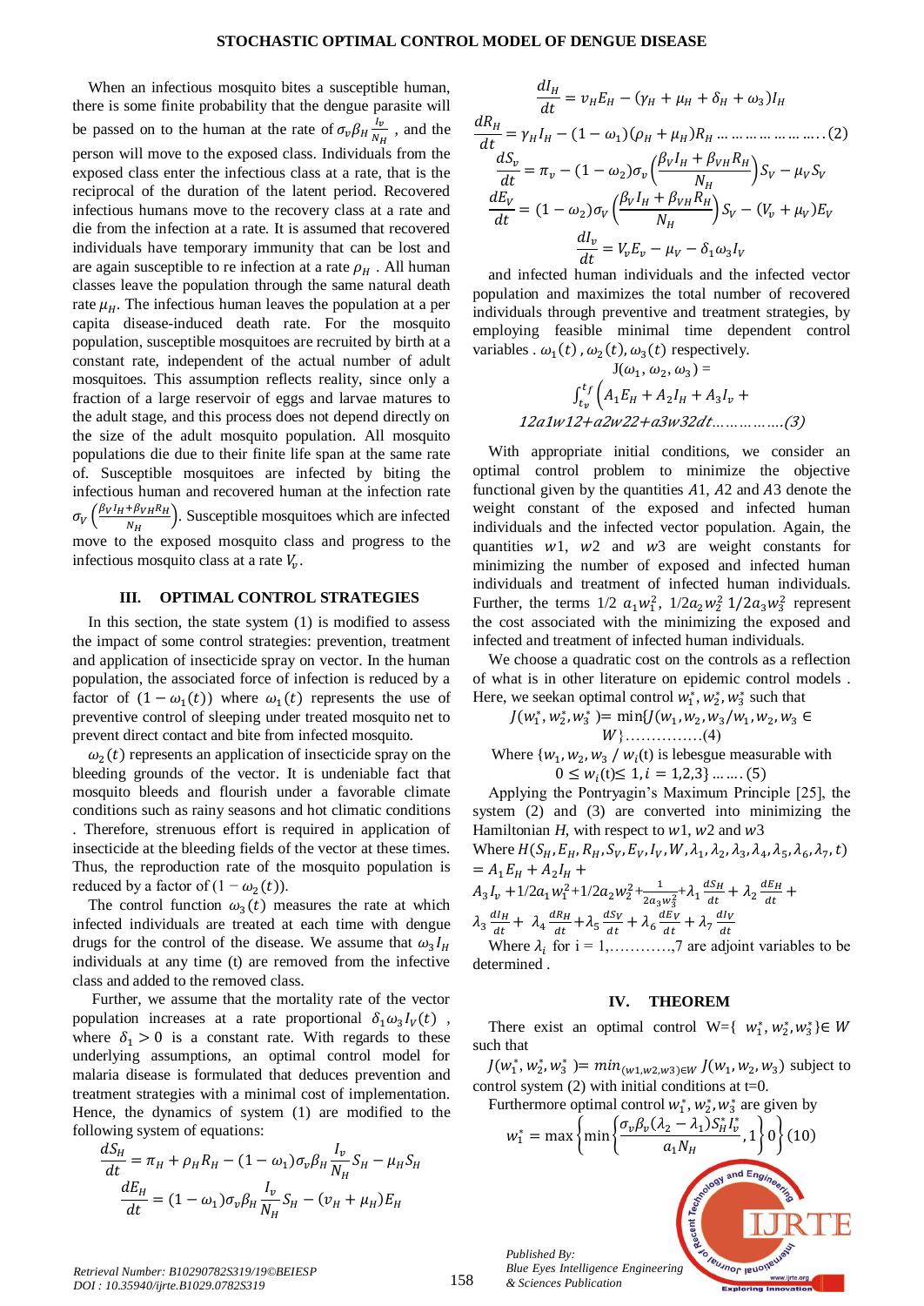When an infectious mosquito bites a susceptible human, there is some finite probability that the dengue parasite will be passed on to the human at the rate of $\sigma_v \beta_H \frac{I_v}{N_H}$ , and the person will move to the exposed class. Individuals from the exposed class enter the infectious class at a rate, that is the reciprocal of the duration of the latent period. Recovered infectious humans move to the recovery class at a rate and die from the infection at a rate. It is assumed that recovered individuals have temporary immunity that can be lost and are again susceptible to re infection at a rate $\rho_H$ . All human classes leave the population through the same natural death rate $\mu_H$. The infectious human leaves the population at a per capita disease-induced death rate. For the mosquito population, susceptible mosquitoes are recruited by birth at a constant rate, independent of the actual number of adult mosquitoes. This assumption reflects reality, since only a fraction of a large reservoir of eggs and larvae matures to the adult stage, and this process does not depend directly on the size of the adult mosquito population. All mosquito populations die due to their finite life span at the same rate of. Susceptible mosquitoes are infected by biting the infectious human and recovered human at the infection rate $\sigma_V \left(\frac{\beta_V I_H + \beta_{VH} R_H}{N_H}\right)$. Susceptible mosquitoes which are infected move to the exposed mosquito class and progress to the infectious mosquito class at a rate $V_v$.

## III. OPTIMAL CONTROL STRATEGIES

In this section, the state system (1) is modified to assess the impact of some control strategies: prevention, treatment and application of insecticide spray on vector. In the human population, the associated force of infection is reduced by a factor of $(1-\omega_1(t))$ where $\omega_1(t)$ represents the use of preventive control of sleeping under treated mosquito net to prevent direct contact and bite from infected mosquito.

$\omega_2(t)$ represents an application of insecticide spray on the bleeding grounds of the vector. It is undeniable fact that mosquito bleeds and flourish under a favorable climate conditions such as rainy seasons and hot climatic conditions . Therefore, strenuous effort is required in application of insecticide at the bleeding fields of the vector at these times. Thus, the reproduction rate of the mosquito population is reduced by a factor of $(1-\omega_2(t))$.

The control function $\omega_3(t)$ measures the rate at which infected individuals are treated at each time with dengue drugs for the control of the disease. We assume that $\omega_3 I_H$ individuals at any time (t) are removed from the infective class and added to the removed class.

Further, we assume that the mortality rate of the vector population increases at a rate proportional $\delta_1 \omega_3 I_V(t)$ , where $\delta_1 > 0$ is a constant rate. With regards to these underlying assumptions, an optimal control model for malaria disease is formulated that deduces prevention and treatment strategies with a minimal cost of implementation. Hence, the dynamics of system (1) are modified to the following system of equations:

$$\frac{dS_H}{dt} = \pi_H + \rho_H R_H - (1-\omega_1)\sigma_v \beta_H \frac{I_v}{N_H} S_H - \mu_H S_H$$

$$\frac{dE_H}{dt} = (1-\omega_1)\sigma_v \beta_H \frac{I_v}{N_H} S_H - (v_H + \mu_H) E_H$$

$$\frac{dI_H}{dt} = v_H E_H - (\gamma_H + \mu_H + \delta_H + \omega_3) I_H$$

$$\frac{dR_H}{dt} = \gamma_H I_H - (1-\omega_1)(\rho_H + \mu_H) R_H \ldots\ldots\ldots\ldots\ldots\ldots\ldots(2)$$

$$\frac{dS_v}{dt} = \pi_v - (1-\omega_2)\sigma_v \left(\frac{\beta_V I_H + \beta_{VH} R_H}{N_H}\right) S_v - \mu_V S_V$$

$$\frac{dE_V}{dt} = (1-\omega_2)\sigma_V \left(\frac{\beta_V I_H + \beta_{VH} R_H}{N_H}\right) S_v - (V_v + \mu_V) E_V$$

$$\frac{dI_v}{dt} = V_v E_v - \mu_V - \delta_1 \omega_3 I_V$$

and infected human individuals and the infected vector population and maximizes the total number of recovered individuals through preventive and treatment strategies, by employing feasible minimal time dependent control variables . $\omega_1(t)$ , $\omega_2(t)$, $\omega_3(t)$ respectively.

$$J(\omega_1, \omega_2, \omega_3) = \int_{t_v}^{t_f} \Big( A_1 E_H + A_2 I_H + A_3 I_v +$$

*12a1w12+a2w22+a3w32dt…………….(3)*

With appropriate initial conditions, we consider an optimal control problem to minimize the objective functional given by the quantities $A1$, $A2$ and $A3$ denote the weight constant of the exposed and infected human individuals and the infected vector population. Again, the quantities $w1$, $w2$ and $w3$ are weight constants for minimizing the number of exposed and infected human individuals and treatment of infected human individuals. Further, the terms $1/2\ a_1 w_1^2$, $1/2 a_2 w_2^2$ $1/2 a_3 w_3^2$ represent the cost associated with the minimizing the exposed and infected and treatment of infected human individuals.

We choose a quadratic cost on the controls as a reflection of what is in other literature on epidemic control models . Here, we seekan optimal control $w_1^*, w_2^*, w_3^*$ such that

$$J(w_1^*, w_2^*, w_3^*) = \min\{J(w_1, w_2, w_3 / w_1, w_2, w_3 \in W\} \ldots\ldots\ldots\ldots\ldots(4)$$

Where $\{w_1, w_2, w_3 \,/\, w_i(t)$ is lebesgue measurable with

$$0 \le w_i(t) \le 1, i = 1,2,3\} \ldots\ldots(5)$$

Applying the Pontryagin's Maximum Principle [25], the system (2) and (3) are converted into minimizing the Hamiltonian $H$, with respect to $w1$, $w2$ and $w3$

Where $H(S_H, E_H, R_H, S_V, E_V, I_V, W, \lambda_1, \lambda_2, \lambda_3, \lambda_4, \lambda_5, \lambda_6, \lambda_7, t) = A_1 E_H + A_2 I_H + A_3 I_v + 1/2 a_1 w_1^2 + 1/2 a_2 w_2^2 + \frac{1}{2 a_3 w_3^2} + \lambda_1 \frac{dS_H}{dt} + \lambda_2 \frac{dE_H}{dt} + \lambda_3 \frac{dI_H}{dt} + \lambda_4 \frac{dR_H}{dt} + \lambda_5 \frac{dS_V}{dt} + \lambda_6 \frac{dE_V}{dt} + \lambda_7 \frac{dI_V}{dt}$

Where $\lambda_i$ for i = 1,…………,7 are adjoint variables to be determined .

## IV. THEOREM

There exist an optimal control W={ $w_1^*, w_2^*, w_3^*$}$\in W$ such that

$J(w_1^*, w_2^*, w_3^*) = min_{(w1,w2,w3)\in W}\, J(w_1, w_2, w_3)$ subject to control system (2) with initial conditions at t=0.

Furthermore optimal control $w_1^*, w_2^*, w_3^*$ are given by

$$w_1^* = \max\left\{\min\left\{\frac{\sigma_v \beta_v (\lambda_2 - \lambda_1) S_H^* I_v^*}{a_1 N_H}, 1\right\} 0\right\} (10)$$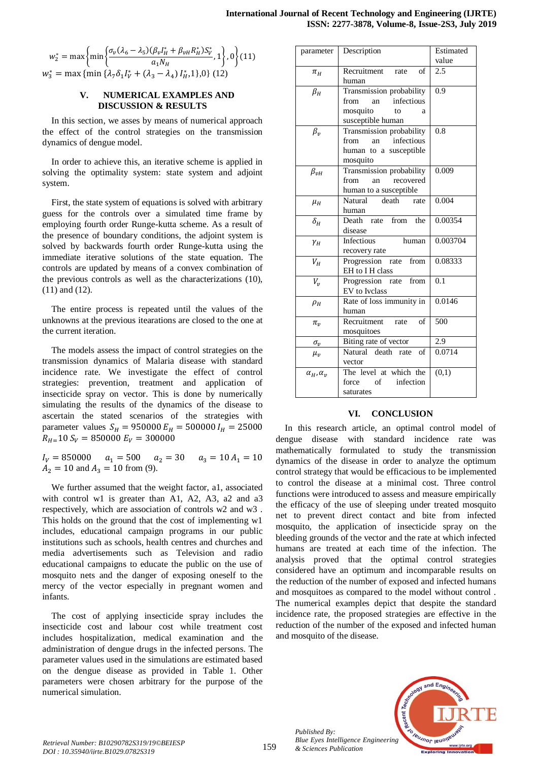$$w_2^* = \max\left\{\min\left\{\frac{\sigma_v(\lambda_6 - \lambda_5)(\beta_v I_H^* + \beta_{vH} R_H^*)S_V^*}{a_1 N_H}, 1\right\}, 0\right\} (11)$$

$$w_3^* = \max\{\min\{\lambda_7 \delta_1 I_V^* + (\lambda_3 - \lambda_4) I_H^*, 1\}, 0\} \ (12)$$

## V. NUMERICAL EXAMPLES AND DISCUSSION & RESULTS

In this section, we asses by means of numerical approach the effect of the control strategies on the transmission dynamics of dengue model.

In order to achieve this, an iterative scheme is applied in solving the optimality system: state system and adjoint system.

First, the state system of equations is solved with arbitrary guess for the controls over a simulated time frame by employing fourth order Runge-kutta scheme. As a result of the presence of boundary conditions, the adjoint system is solved by backwards fourth order Runge-kutta using the immediate iterative solutions of the state equation. The controls are updated by means of a convex combination of the previous controls as well as the characterizations (10), (11) and (12).

The entire process is repeated until the values of the unknowns at the previous iteations are closed to the one at the current iteration.

The models assess the impact of control strategies on the transmission dynamics of Malaria disease with standard incidence rate. We investigate the effect of control strategies: prevention, treatment and application of insecticide spray on vector. This is done by numerically simulating the results of the dynamics of the disease to ascertain the stated scenarios of the strategies with parameter values $S_H = 950000$ $E_H = 500000$ $I_H = 25000$ $R_{H=}10$ $S_V = 850000$ $E_V = 300000$

$I_V = 850000$ $a_1 = 500$ $a_2 = 30$ $a_3 = 10$ $A_1 = 10$ $A_2 = 10$ and $A_3 = 10$ from (9).

We further assumed that the weight factor, a1, associated with control w1 is greater than A1, A2, A3, a2 and a3 respectively, which are association of controls w2 and w3 . This holds on the ground that the cost of implementing w1 includes, educational campaign programs in our public institutions such as schools, health centres and churches and media advertisements such as Television and radio educational campaigns to educate the public on the use of mosquito nets and the danger of exposing oneself to the mercy of the vector especially in pregnant women and infants.

The cost of applying insecticide spray includes the insecticide cost and labour cost while treatment cost includes hospitalization, medical examination and the administration of dengue drugs in the infected persons. The parameter values used in the simulations are estimated based on the dengue disease as provided in Table 1. Other parameters were chosen arbitrary for the purpose of the numerical simulation.

| parameter | Description | Estimated value |
|---|---|---|
| $\pi_H$ | Recruitment rate of human | 2.5 |
| $\beta_H$ | Transmission probability from an infectious mosquito to a susceptible human | 0.9 |
| $\beta_v$ | Transmission probability from an infectious human to a susceptible mosquito | 0.8 |
| $\beta_{vH}$ | Transmission probability from an recovered human to a susceptible | 0.009 |
| $\mu_H$ | Natural death rate human | 0.004 |
| $\delta_H$ | Death rate from the disease | 0.00354 |
| $\gamma_H$ | Infectious human recovery rate | 0.003704 |
| $V_H$ | Progression rate from EH to I H class | 0.08333 |
| $V_v$ | Progression rate from EV to Ivclass | 0.1 |
| $\rho_H$ | Rate of loss immunity in human | 0.0146 |
| $\pi_v$ | Recruitment rate of mosquitoes | 500 |
| $\sigma_v$ | Biting rate of vector | 2.9 |
| $\mu_v$ | Natural death rate of vector | 0.0714 |
| $\alpha_H, \alpha_v$ | The level at which the force of infection saturates | (0,1) |

## VI. CONCLUSION

In this research article, an optimal control model of dengue disease with standard incidence rate was mathematically formulated to study the transmission dynamics of the disease in order to analyze the optimum control strategy that would be efficacious to be implemented to control the disease at a minimal cost. Three control functions were introduced to assess and measure empirically the efficacy of the use of sleeping under treated mosquito net to prevent direct contact and bite from infected mosquito, the application of insecticide spray on the bleeding grounds of the vector and the rate at which infected humans are treated at each time of the infection. The analysis proved that the optimal control strategies considered have an optimum and incomparable results on the reduction of the number of exposed and infected humans and mosquitoes as compared to the model without control . The numerical examples depict that despite the standard incidence rate, the proposed strategies are effective in the reduction of the number of the exposed and infected human and mosquito of the disease.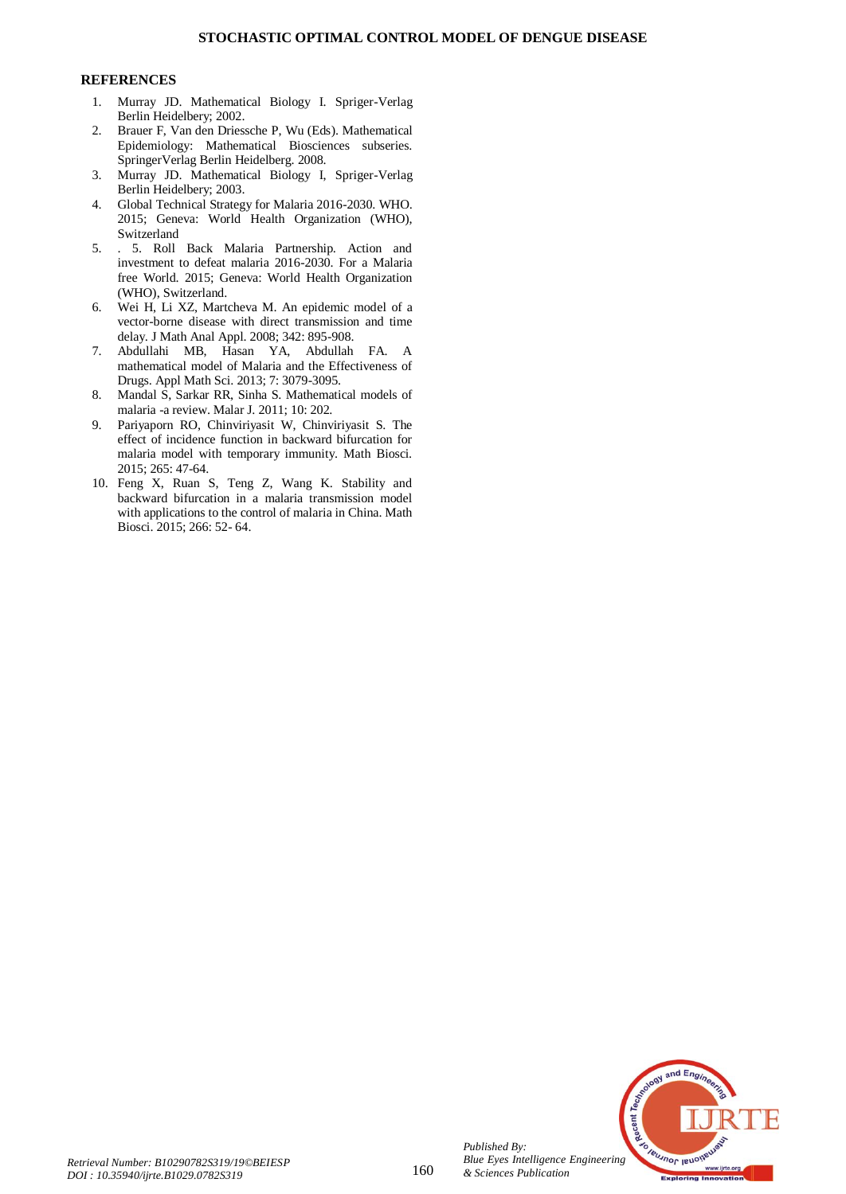## REFERENCES

1. Murray JD. Mathematical Biology I. Spriger-Verlag Berlin Heidelbery; 2002.
2. Brauer F, Van den Driessche P, Wu (Eds). Mathematical Epidemiology: Mathematical Biosciences subseries. SpringerVerlag Berlin Heidelberg. 2008.
3. Murray JD. Mathematical Biology I, Spriger-Verlag Berlin Heidelbery; 2003.
4. Global Technical Strategy for Malaria 2016-2030. WHO. 2015; Geneva: World Health Organization (WHO), Switzerland
5. . 5. Roll Back Malaria Partnership. Action and investment to defeat malaria 2016-2030. For a Malaria free World. 2015; Geneva: World Health Organization (WHO), Switzerland.
6. Wei H, Li XZ, Martcheva M. An epidemic model of a vector-borne disease with direct transmission and time delay. J Math Anal Appl. 2008; 342: 895-908.
7. Abdullahi MB, Hasan YA, Abdullah FA. A mathematical model of Malaria and the Effectiveness of Drugs. Appl Math Sci. 2013; 7: 3079-3095.
8. Mandal S, Sarkar RR, Sinha S. Mathematical models of malaria -a review. Malar J. 2011; 10: 202.
9. Pariyaporn RO, Chinviriyasit W, Chinviriyasit S. The effect of incidence function in backward bifurcation for malaria model with temporary immunity. Math Biosci. 2015; 265: 47-64.
10. Feng X, Ruan S, Teng Z, Wang K. Stability and backward bifurcation in a malaria transmission model with applications to the control of malaria in China. Math Biosci. 2015; 266: 52- 64.